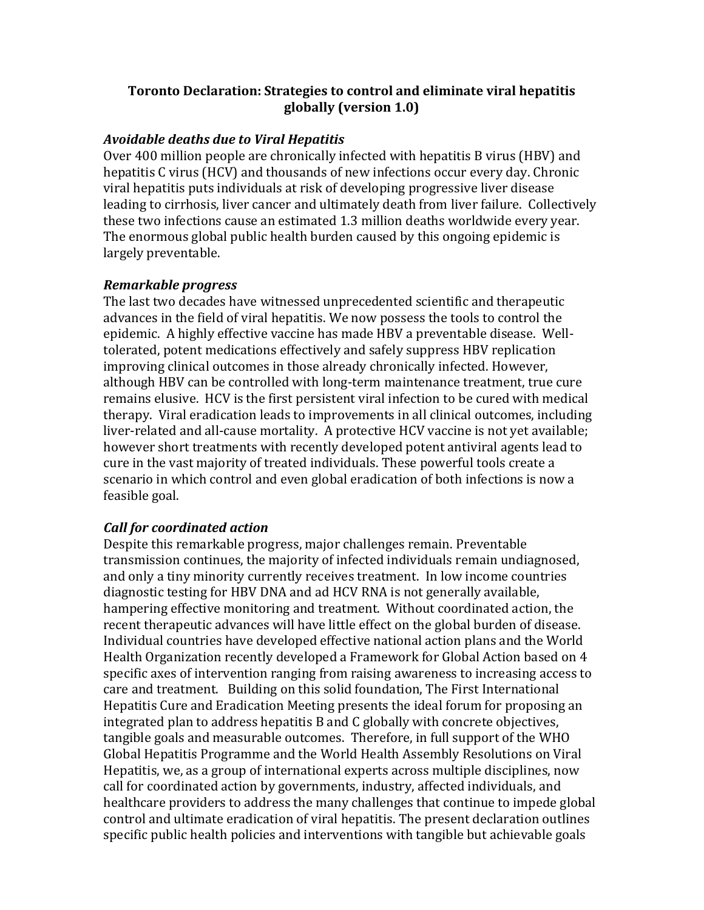# Toronto Declaration: Strategies to control and eliminate viral hepatitis globally (version 1.0)

### *Avoidable deaths due to Viral Hepatitis*

Over 400 million people are chronically infected with hepatitis B virus (HBV) and hepatitis C virus (HCV) and thousands of new infections occur every day. Chronic viral hepatitis puts individuals at risk of developing progressive liver disease leading to cirrhosis, liver cancer and ultimately death from liver failure. Collectively these two infections cause an estimated 1.3 million deaths worldwide every year. The enormous global public health burden caused by this ongoing epidemic is largely preventable.

### *Remarkable progress*

The last two decades have witnessed unprecedented scientific and therapeutic advances in the field of viral hepatitis. We now possess the tools to control the epidemic. A highly effective vaccine has made HBV a preventable disease. Well-tolerated, potent medications effectively and safely suppress HBV replication improving clinical outcomes in those already chronically infected. However, although HBV can be controlled with long-term maintenance treatment, true cure remains elusive. HCV is the first persistent viral infection to be cured with medical therapy. Viral eradication leads to improvements in all clinical outcomes, including liver-related and all-cause mortality. A protective HCV vaccine is not yet available; however short treatments with recently developed potent antiviral agents lead to cure in the vast majority of treated individuals. These powerful tools create a scenario in which control and even global eradication of both infections is now a feasible goal.

### *Call for coordinated action*

Despite this remarkable progress, major challenges remain. Preventable transmission continues, the majority of infected individuals remain undiagnosed, and only a tiny minority currently receives treatment. In low income countries diagnostic testing for HBV DNA and ad HCV RNA is not generally available, hampering effective monitoring and treatment. Without coordinated action, the recent therapeutic advances will have little effect on the global burden of disease. Individual countries have developed effective national action plans and the World Health Organization recently developed a Framework for Global Action based on 4 specific axes of intervention ranging from raising awareness to increasing access to care and treatment. Building on this solid foundation, The First International Hepatitis Cure and Eradication Meeting presents the ideal forum for proposing an integrated plan to address hepatitis B and C globally with concrete objectives, tangible goals and measurable outcomes. Therefore, in full support of the WHO Global Hepatitis Programme and the World Health Assembly Resolutions on Viral Hepatitis, we, as a group of international experts across multiple disciplines, now call for coordinated action by governments, industry, affected individuals, and healthcare providers to address the many challenges that continue to impede global control and ultimate eradication of viral hepatitis. The present declaration outlines specific public health policies and interventions with tangible but achievable goals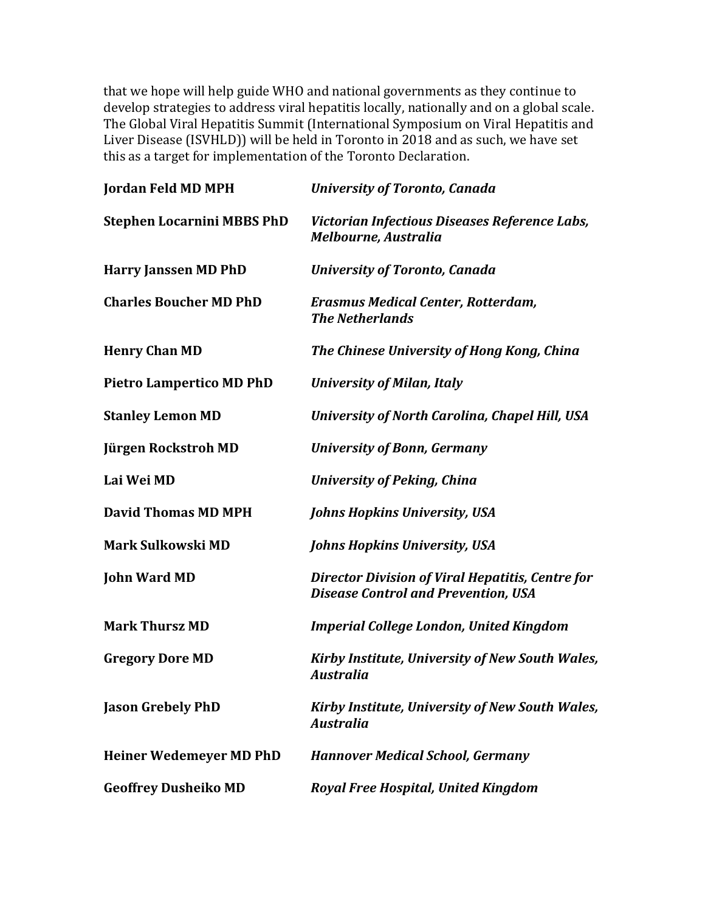that we hope will help guide WHO and national governments as they continue to develop strategies to address viral hepatitis locally, nationally and on a global scale. The Global Viral Hepatitis Summit (International Symposium on Viral Hepatitis and Liver Disease (ISVHLD)) will be held in Toronto in 2018 and as such, we have set this as a target for implementation of the Toronto Declaration.

| | |
|---|---|
| **Jordan Feld MD MPH** | ***University of Toronto, Canada*** |
| **Stephen Locarnini MBBS PhD** | ***Victorian Infectious Diseases Reference Labs, Melbourne, Australia*** |
| **Harry Janssen MD PhD** | ***University of Toronto, Canada*** |
| **Charles Boucher MD PhD** | ***Erasmus Medical Center, Rotterdam, The Netherlands*** |
| **Henry Chan MD** | ***The Chinese University of Hong Kong, China*** |
| **Pietro Lampertico MD PhD** | ***University of Milan, Italy*** |
| **Stanley Lemon MD** | ***University of North Carolina, Chapel Hill, USA*** |
| **Jürgen Rockstroh MD** | ***University of Bonn, Germany*** |
| **Lai Wei MD** | ***University of Peking, China*** |
| **David Thomas MD MPH** | ***Johns Hopkins University, USA*** |
| **Mark Sulkowski MD** | ***Johns Hopkins University, USA*** |
| **John Ward MD** | ***Director Division of Viral Hepatitis, Centre for Disease Control and Prevention, USA*** |
| **Mark Thursz MD** | ***Imperial College London, United Kingdom*** |
| **Gregory Dore MD** | ***Kirby Institute, University of New South Wales, Australia*** |
| **Jason Grebely PhD** | ***Kirby Institute, University of New South Wales, Australia*** |
| **Heiner Wedemeyer MD PhD** | ***Hannover Medical School, Germany*** |
| **Geoffrey Dusheiko MD** | ***Royal Free Hospital, United Kingdom*** |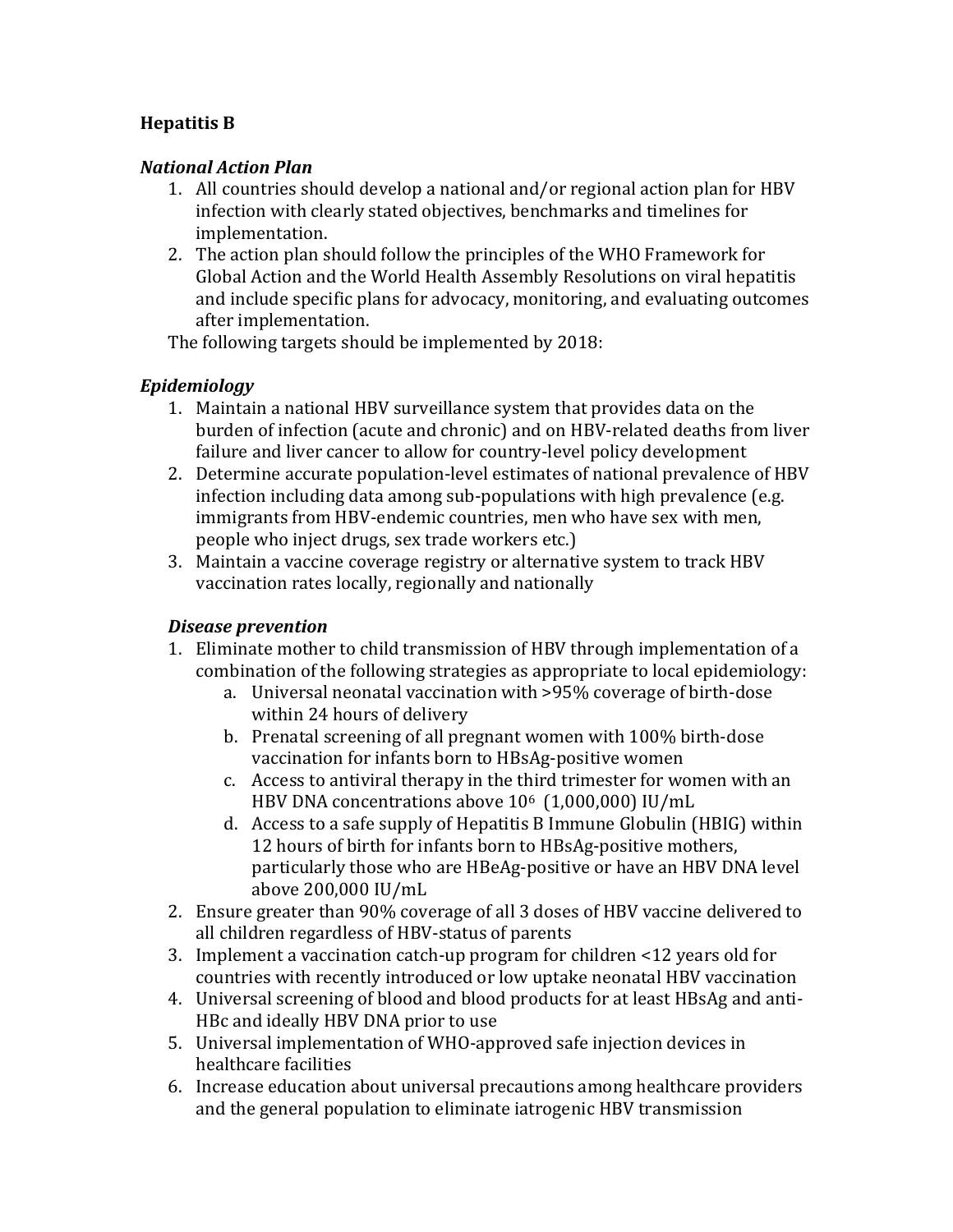**Hepatitis B**

***National Action Plan***

1. All countries should develop a national and/or regional action plan for HBV infection with clearly stated objectives, benchmarks and timelines for implementation.
2. The action plan should follow the principles of the WHO Framework for Global Action and the World Health Assembly Resolutions on viral hepatitis and include specific plans for advocacy, monitoring, and evaluating outcomes after implementation.

The following targets should be implemented by 2018:

***Epidemiology***

1. Maintain a national HBV surveillance system that provides data on the burden of infection (acute and chronic) and on HBV-related deaths from liver failure and liver cancer to allow for country-level policy development
2. Determine accurate population-level estimates of national prevalence of HBV infection including data among sub-populations with high prevalence (e.g. immigrants from HBV-endemic countries, men who have sex with men, people who inject drugs, sex trade workers etc.)
3. Maintain a vaccine coverage registry or alternative system to track HBV vaccination rates locally, regionally and nationally

***Disease prevention***

1. Eliminate mother to child transmission of HBV through implementation of a combination of the following strategies as appropriate to local epidemiology:
    a. Universal neonatal vaccination with >95% coverage of birth-dose within 24 hours of delivery
    b. Prenatal screening of all pregnant women with 100% birth-dose vaccination for infants born to HBsAg-positive women
    c. Access to antiviral therapy in the third trimester for women with an HBV DNA concentrations above $10^6$ (1,000,000) IU/mL
    d. Access to a safe supply of Hepatitis B Immune Globulin (HBIG) within 12 hours of birth for infants born to HBsAg-positive mothers, particularly those who are HBeAg-positive or have an HBV DNA level above 200,000 IU/mL
2. Ensure greater than 90% coverage of all 3 doses of HBV vaccine delivered to all children regardless of HBV-status of parents
3. Implement a vaccination catch-up program for children <12 years old for countries with recently introduced or low uptake neonatal HBV vaccination
4. Universal screening of blood and blood products for at least HBsAg and anti-HBc and ideally HBV DNA prior to use
5. Universal implementation of WHO-approved safe injection devices in healthcare facilities
6. Increase education about universal precautions among healthcare providers and the general population to eliminate iatrogenic HBV transmission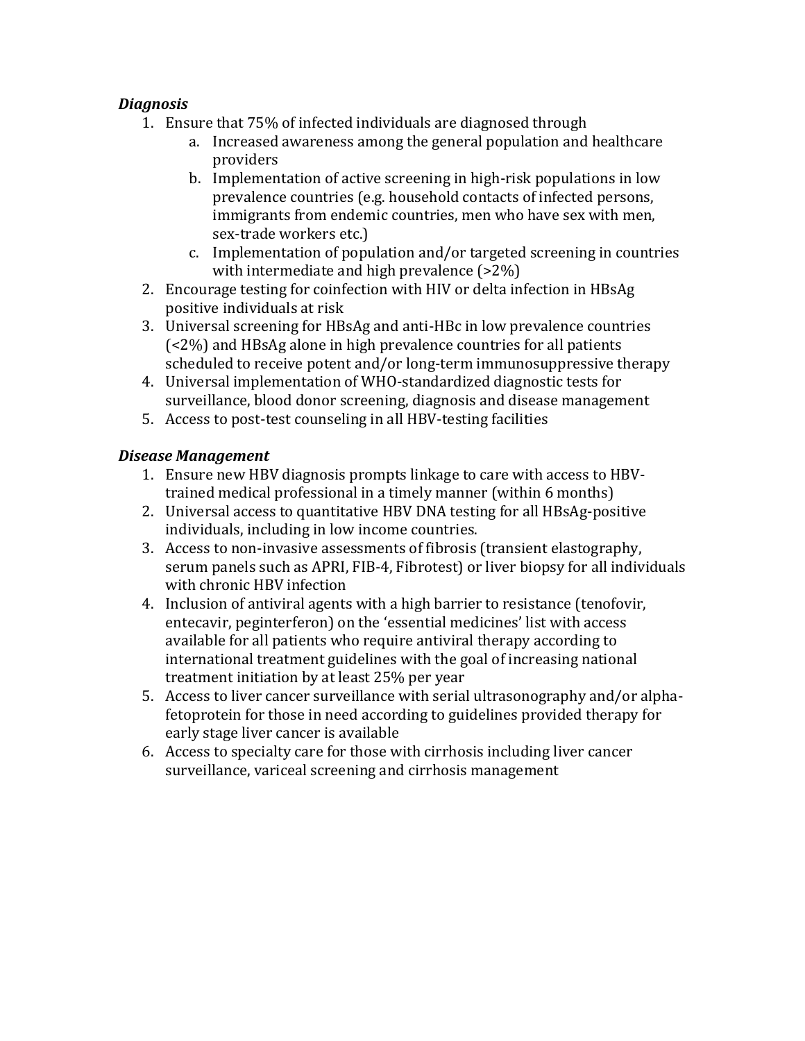***Diagnosis***

1. Ensure that 75% of infected individuals are diagnosed through
    a. Increased awareness among the general population and healthcare providers
    b. Implementation of active screening in high-risk populations in low prevalence countries (e.g. household contacts of infected persons, immigrants from endemic countries, men who have sex with men, sex-trade workers etc.)
    c. Implementation of population and/or targeted screening in countries with intermediate and high prevalence (>2%)
2. Encourage testing for coinfection with HIV or delta infection in HBsAg positive individuals at risk
3. Universal screening for HBsAg and anti-HBc in low prevalence countries (<2%) and HBsAg alone in high prevalence countries for all patients scheduled to receive potent and/or long-term immunosuppressive therapy
4. Universal implementation of WHO-standardized diagnostic tests for surveillance, blood donor screening, diagnosis and disease management
5. Access to post-test counseling in all HBV-testing facilities

***Disease Management***

1. Ensure new HBV diagnosis prompts linkage to care with access to HBV-trained medical professional in a timely manner (within 6 months)
2. Universal access to quantitative HBV DNA testing for all HBsAg-positive individuals, including in low income countries.
3. Access to non-invasive assessments of fibrosis (transient elastography, serum panels such as APRI, FIB-4, Fibrotest) or liver biopsy for all individuals with chronic HBV infection
4. Inclusion of antiviral agents with a high barrier to resistance (tenofovir, entecavir, peginterferon) on the 'essential medicines' list with access available for all patients who require antiviral therapy according to international treatment guidelines with the goal of increasing national treatment initiation by at least 25% per year
5. Access to liver cancer surveillance with serial ultrasonography and/or alpha-fetoprotein for those in need according to guidelines provided therapy for early stage liver cancer is available
6. Access to specialty care for those with cirrhosis including liver cancer surveillance, variceal screening and cirrhosis management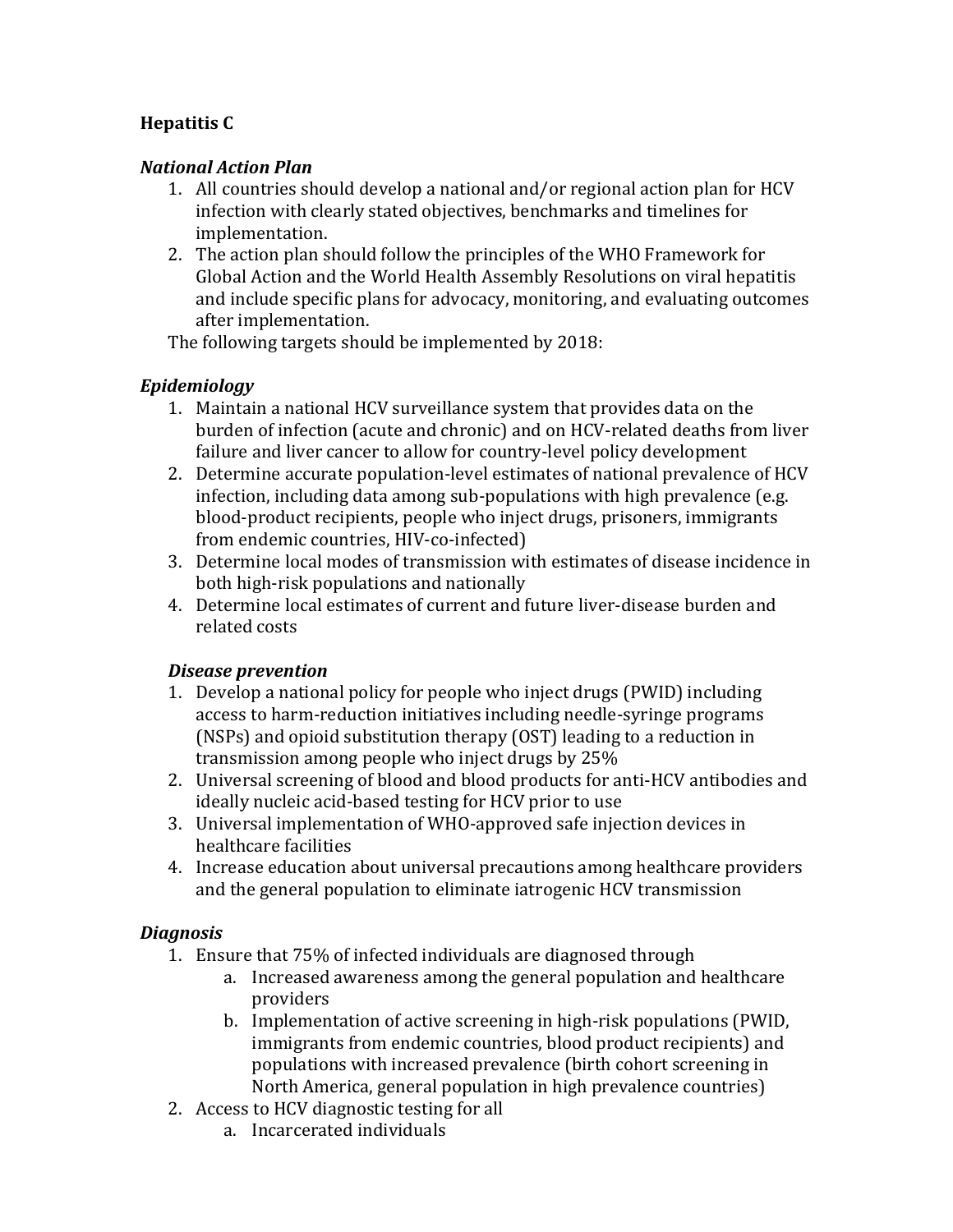**Hepatitis C**

***National Action Plan***

1. All countries should develop a national and/or regional action plan for HCV infection with clearly stated objectives, benchmarks and timelines for implementation.
2. The action plan should follow the principles of the WHO Framework for Global Action and the World Health Assembly Resolutions on viral hepatitis and include specific plans for advocacy, monitoring, and evaluating outcomes after implementation.

The following targets should be implemented by 2018:

***Epidemiology***

1. Maintain a national HCV surveillance system that provides data on the burden of infection (acute and chronic) and on HCV-related deaths from liver failure and liver cancer to allow for country-level policy development
2. Determine accurate population-level estimates of national prevalence of HCV infection, including data among sub-populations with high prevalence (e.g. blood-product recipients, people who inject drugs, prisoners, immigrants from endemic countries, HIV-co-infected)
3. Determine local modes of transmission with estimates of disease incidence in both high-risk populations and nationally
4. Determine local estimates of current and future liver-disease burden and related costs

***Disease prevention***

1. Develop a national policy for people who inject drugs (PWID) including access to harm-reduction initiatives including needle-syringe programs (NSPs) and opioid substitution therapy (OST) leading to a reduction in transmission among people who inject drugs by 25%
2. Universal screening of blood and blood products for anti-HCV antibodies and ideally nucleic acid-based testing for HCV prior to use
3. Universal implementation of WHO-approved safe injection devices in healthcare facilities
4. Increase education about universal precautions among healthcare providers and the general population to eliminate iatrogenic HCV transmission

***Diagnosis***

1. Ensure that 75% of infected individuals are diagnosed through
   a. Increased awareness among the general population and healthcare providers
   b. Implementation of active screening in high-risk populations (PWID, immigrants from endemic countries, blood product recipients) and populations with increased prevalence (birth cohort screening in North America, general population in high prevalence countries)
2. Access to HCV diagnostic testing for all
   a. Incarcerated individuals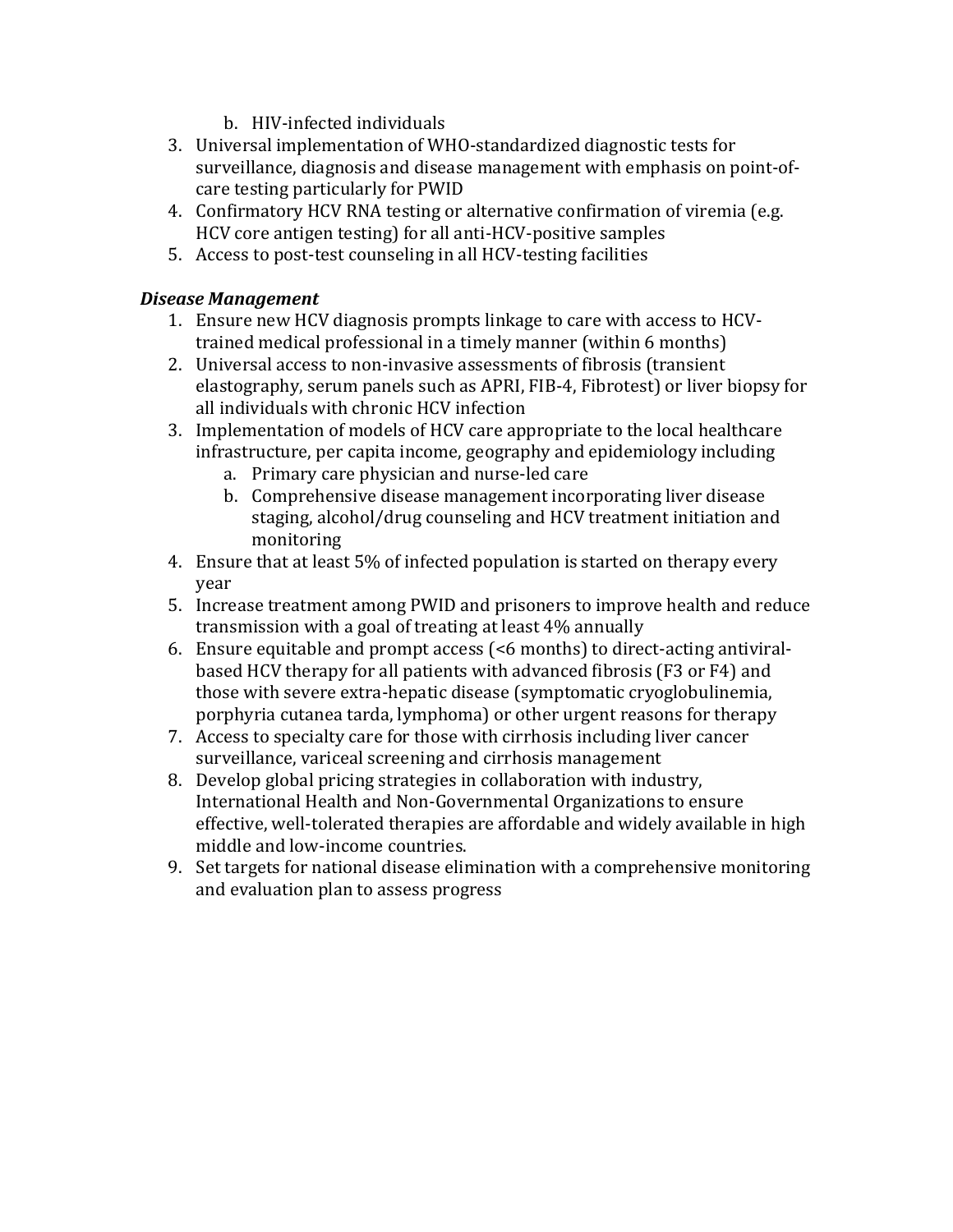b. HIV-infected individuals
3. Universal implementation of WHO-standardized diagnostic tests for surveillance, diagnosis and disease management with emphasis on point-of-care testing particularly for PWID
4. Confirmatory HCV RNA testing or alternative confirmation of viremia (e.g. HCV core antigen testing) for all anti-HCV-positive samples
5. Access to post-test counseling in all HCV-testing facilities

***Disease Management***

1. Ensure new HCV diagnosis prompts linkage to care with access to HCV-trained medical professional in a timely manner (within 6 months)
2. Universal access to non-invasive assessments of fibrosis (transient elastography, serum panels such as APRI, FIB-4, Fibrotest) or liver biopsy for all individuals with chronic HCV infection
3. Implementation of models of HCV care appropriate to the local healthcare infrastructure, per capita income, geography and epidemiology including
   a. Primary care physician and nurse-led care
   b. Comprehensive disease management incorporating liver disease staging, alcohol/drug counseling and HCV treatment initiation and monitoring
4. Ensure that at least 5% of infected population is started on therapy every year
5. Increase treatment among PWID and prisoners to improve health and reduce transmission with a goal of treating at least 4% annually
6. Ensure equitable and prompt access (<6 months) to direct-acting antiviral-based HCV therapy for all patients with advanced fibrosis (F3 or F4) and those with severe extra-hepatic disease (symptomatic cryoglobulinemia, porphyria cutanea tarda, lymphoma) or other urgent reasons for therapy
7. Access to specialty care for those with cirrhosis including liver cancer surveillance, variceal screening and cirrhosis management
8. Develop global pricing strategies in collaboration with industry, International Health and Non-Governmental Organizations to ensure effective, well-tolerated therapies are affordable and widely available in high middle and low-income countries.
9. Set targets for national disease elimination with a comprehensive monitoring and evaluation plan to assess progress